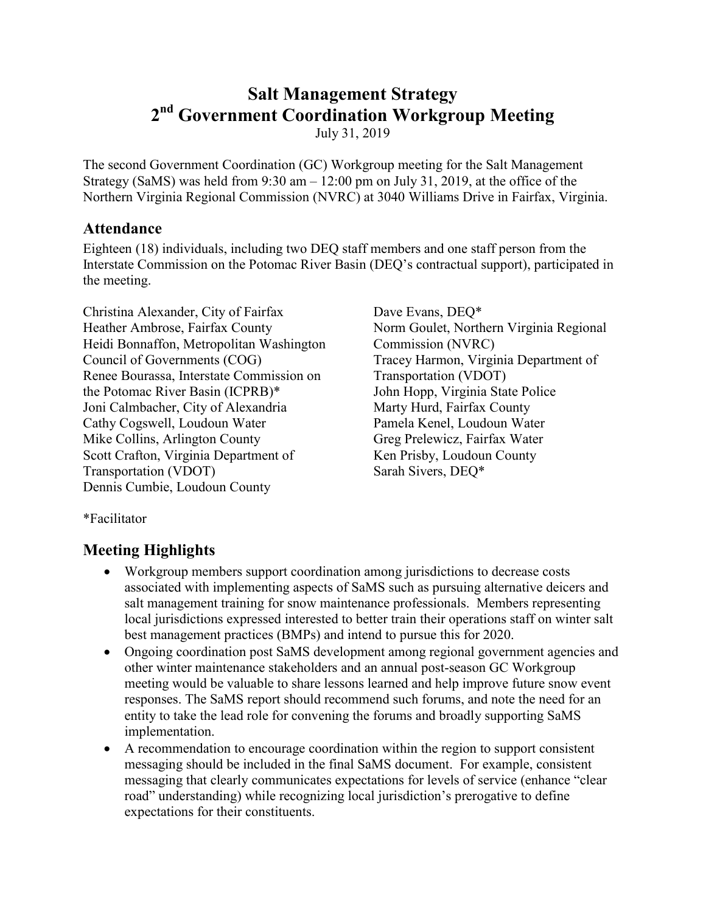# Salt Management Strategy
# 2nd Government Coordination Workgroup Meeting

July 31, 2019

The second Government Coordination (GC) Workgroup meeting for the Salt Management Strategy (SaMS) was held from 9:30 am – 12:00 pm on July 31, 2019, at the office of the Northern Virginia Regional Commission (NVRC) at 3040 Williams Drive in Fairfax, Virginia.

## Attendance

Eighteen (18) individuals, including two DEQ staff members and one staff person from the Interstate Commission on the Potomac River Basin (DEQ's contractual support), participated in the meeting.

Christina Alexander, City of Fairfax
Heather Ambrose, Fairfax County
Heidi Bonnaffon, Metropolitan Washington Council of Governments (COG)
Renee Bourassa, Interstate Commission on the Potomac River Basin (ICPRB)*
Joni Calmbacher, City of Alexandria
Cathy Cogswell, Loudoun Water
Mike Collins, Arlington County
Scott Crafton, Virginia Department of Transportation (VDOT)
Dennis Cumbie, Loudoun County
Dave Evans, DEQ*
Norm Goulet, Northern Virginia Regional Commission (NVRC)
Tracey Harmon, Virginia Department of Transportation (VDOT)
John Hopp, Virginia State Police
Marty Hurd, Fairfax County
Pamela Kenel, Loudoun Water
Greg Prelewicz, Fairfax Water
Ken Prisby, Loudoun County
Sarah Sivers, DEQ*

*Facilitator

## Meeting Highlights

- Workgroup members support coordination among jurisdictions to decrease costs associated with implementing aspects of SaMS such as pursuing alternative deicers and salt management training for snow maintenance professionals. Members representing local jurisdictions expressed interested to better train their operations staff on winter salt best management practices (BMPs) and intend to pursue this for 2020.
- Ongoing coordination post SaMS development among regional government agencies and other winter maintenance stakeholders and an annual post-season GC Workgroup meeting would be valuable to share lessons learned and help improve future snow event responses. The SaMS report should recommend such forums, and note the need for an entity to take the lead role for convening the forums and broadly supporting SaMS implementation.
- A recommendation to encourage coordination within the region to support consistent messaging should be included in the final SaMS document. For example, consistent messaging that clearly communicates expectations for levels of service (enhance "clear road" understanding) while recognizing local jurisdiction's prerogative to define expectations for their constituents.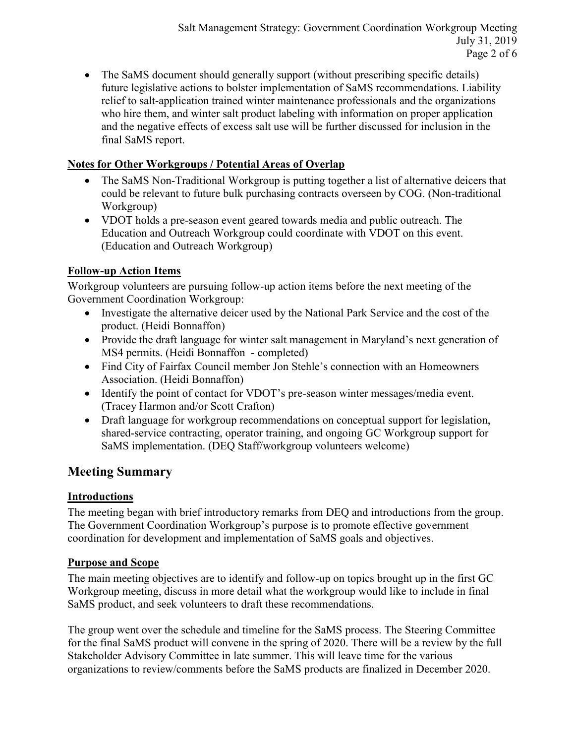- The SaMS document should generally support (without prescribing specific details) future legislative actions to bolster implementation of SaMS recommendations. Liability relief to salt-application trained winter maintenance professionals and the organizations who hire them, and winter salt product labeling with information on proper application and the negative effects of excess salt use will be further discussed for inclusion in the final SaMS report.

**Notes for Other Workgroups / Potential Areas of Overlap**

- The SaMS Non-Traditional Workgroup is putting together a list of alternative deicers that could be relevant to future bulk purchasing contracts overseen by COG. (Non-traditional Workgroup)
- VDOT holds a pre-season event geared towards media and public outreach. The Education and Outreach Workgroup could coordinate with VDOT on this event. (Education and Outreach Workgroup)

**Follow-up Action Items**

Workgroup volunteers are pursuing follow-up action items before the next meeting of the Government Coordination Workgroup:

- Investigate the alternative deicer used by the National Park Service and the cost of the product. (Heidi Bonnaffon)
- Provide the draft language for winter salt management in Maryland's next generation of MS4 permits. (Heidi Bonnaffon - completed)
- Find City of Fairfax Council member Jon Stehle's connection with an Homeowners Association. (Heidi Bonnaffon)
- Identify the point of contact for VDOT's pre-season winter messages/media event. (Tracey Harmon and/or Scott Crafton)
- Draft language for workgroup recommendations on conceptual support for legislation, shared-service contracting, operator training, and ongoing GC Workgroup support for SaMS implementation. (DEQ Staff/workgroup volunteers welcome)

## Meeting Summary

**Introductions**

The meeting began with brief introductory remarks from DEQ and introductions from the group. The Government Coordination Workgroup's purpose is to promote effective government coordination for development and implementation of SaMS goals and objectives.

**Purpose and Scope**

The main meeting objectives are to identify and follow-up on topics brought up in the first GC Workgroup meeting, discuss in more detail what the workgroup would like to include in final SaMS product, and seek volunteers to draft these recommendations.

The group went over the schedule and timeline for the SaMS process. The Steering Committee for the final SaMS product will convene in the spring of 2020. There will be a review by the full Stakeholder Advisory Committee in late summer. This will leave time for the various organizations to review/comments before the SaMS products are finalized in December 2020.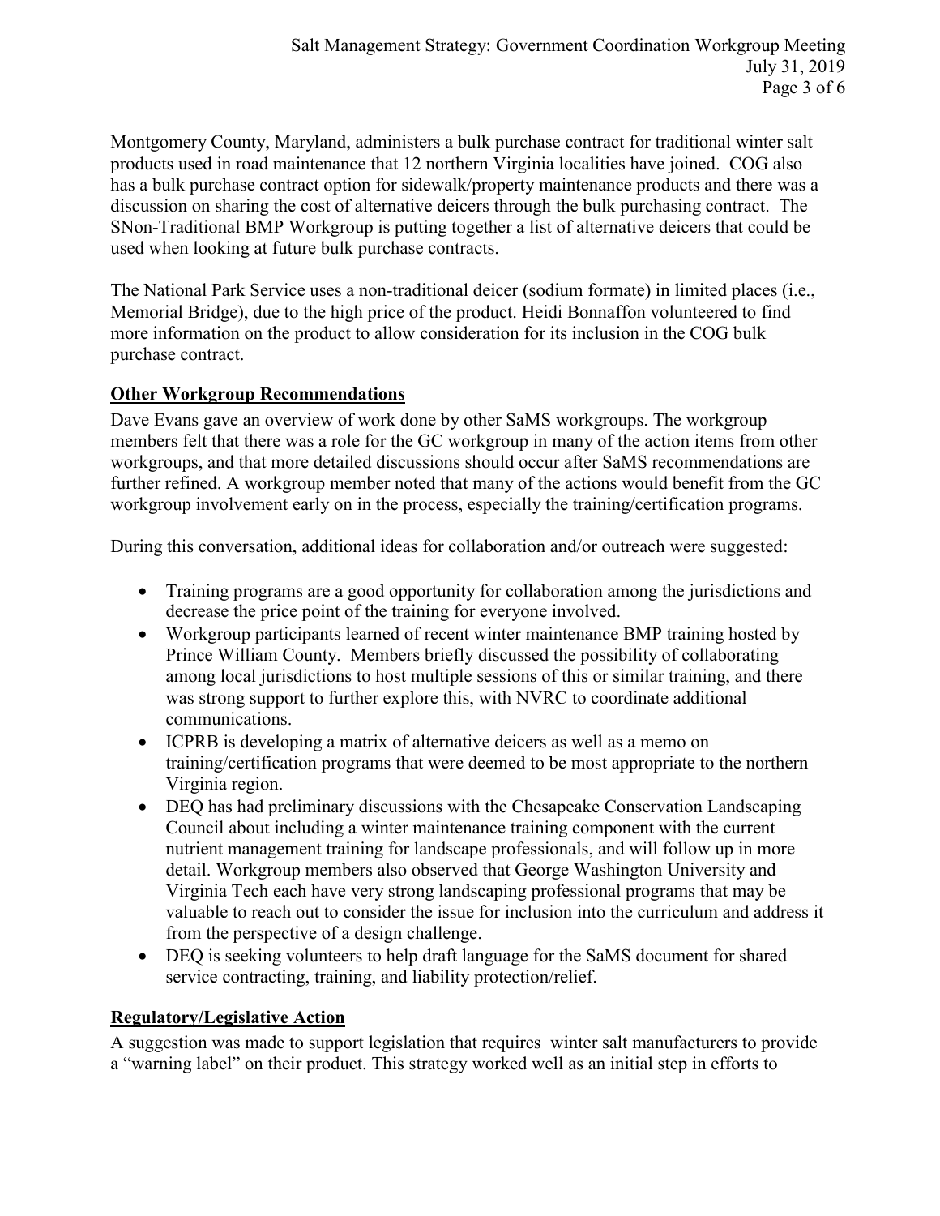Montgomery County, Maryland, administers a bulk purchase contract for traditional winter salt products used in road maintenance that 12 northern Virginia localities have joined. COG also has a bulk purchase contract option for sidewalk/property maintenance products and there was a discussion on sharing the cost of alternative deicers through the bulk purchasing contract. The SNon-Traditional BMP Workgroup is putting together a list of alternative deicers that could be used when looking at future bulk purchase contracts.

The National Park Service uses a non-traditional deicer (sodium formate) in limited places (i.e., Memorial Bridge), due to the high price of the product. Heidi Bonnaffon volunteered to find more information on the product to allow consideration for its inclusion in the COG bulk purchase contract.

**Other Workgroup Recommendations**

Dave Evans gave an overview of work done by other SaMS workgroups. The workgroup members felt that there was a role for the GC workgroup in many of the action items from other workgroups, and that more detailed discussions should occur after SaMS recommendations are further refined. A workgroup member noted that many of the actions would benefit from the GC workgroup involvement early on in the process, especially the training/certification programs.

During this conversation, additional ideas for collaboration and/or outreach were suggested:

- Training programs are a good opportunity for collaboration among the jurisdictions and decrease the price point of the training for everyone involved.
- Workgroup participants learned of recent winter maintenance BMP training hosted by Prince William County. Members briefly discussed the possibility of collaborating among local jurisdictions to host multiple sessions of this or similar training, and there was strong support to further explore this, with NVRC to coordinate additional communications.
- ICPRB is developing a matrix of alternative deicers as well as a memo on training/certification programs that were deemed to be most appropriate to the northern Virginia region.
- DEQ has had preliminary discussions with the Chesapeake Conservation Landscaping Council about including a winter maintenance training component with the current nutrient management training for landscape professionals, and will follow up in more detail. Workgroup members also observed that George Washington University and Virginia Tech each have very strong landscaping professional programs that may be valuable to reach out to consider the issue for inclusion into the curriculum and address it from the perspective of a design challenge.
- DEQ is seeking volunteers to help draft language for the SaMS document for shared service contracting, training, and liability protection/relief.

**Regulatory/Legislative Action**

A suggestion was made to support legislation that requires winter salt manufacturers to provide a "warning label" on their product. This strategy worked well as an initial step in efforts to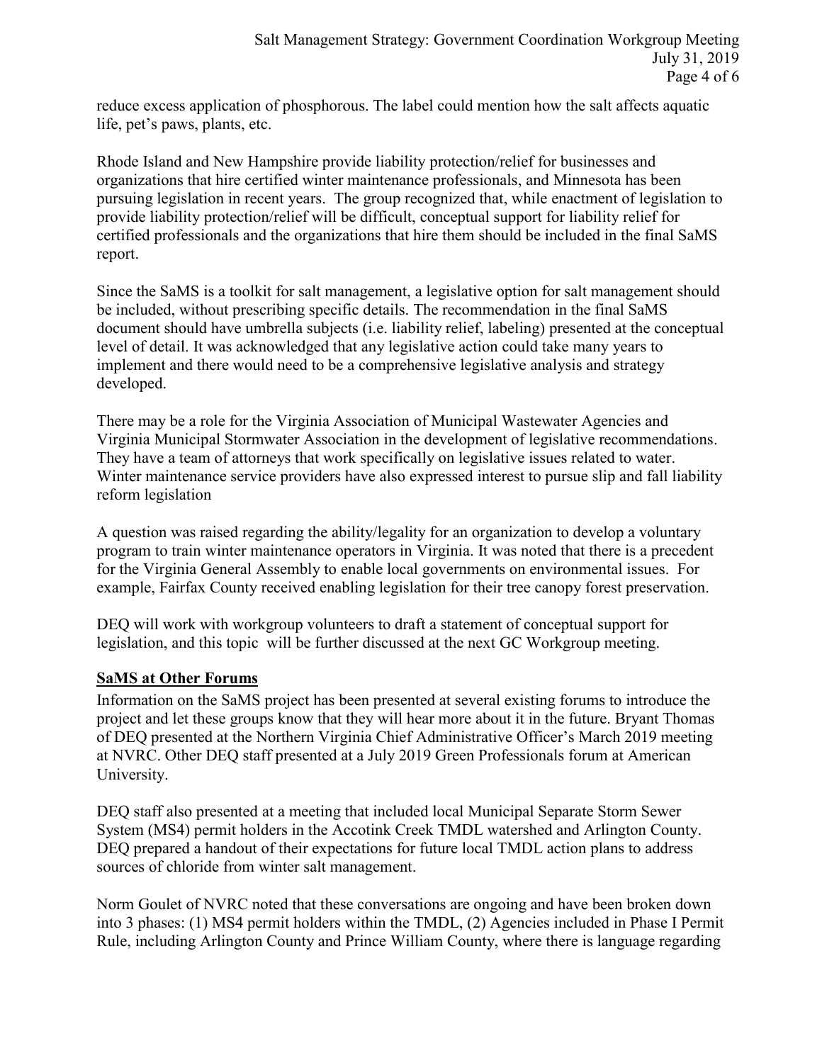reduce excess application of phosphorous. The label could mention how the salt affects aquatic life, pet's paws, plants, etc.

Rhode Island and New Hampshire provide liability protection/relief for businesses and organizations that hire certified winter maintenance professionals, and Minnesota has been pursuing legislation in recent years. The group recognized that, while enactment of legislation to provide liability protection/relief will be difficult, conceptual support for liability relief for certified professionals and the organizations that hire them should be included in the final SaMS report.

Since the SaMS is a toolkit for salt management, a legislative option for salt management should be included, without prescribing specific details. The recommendation in the final SaMS document should have umbrella subjects (i.e. liability relief, labeling) presented at the conceptual level of detail. It was acknowledged that any legislative action could take many years to implement and there would need to be a comprehensive legislative analysis and strategy developed.

There may be a role for the Virginia Association of Municipal Wastewater Agencies and Virginia Municipal Stormwater Association in the development of legislative recommendations. They have a team of attorneys that work specifically on legislative issues related to water. Winter maintenance service providers have also expressed interest to pursue slip and fall liability reform legislation

A question was raised regarding the ability/legality for an organization to develop a voluntary program to train winter maintenance operators in Virginia. It was noted that there is a precedent for the Virginia General Assembly to enable local governments on environmental issues. For example, Fairfax County received enabling legislation for their tree canopy forest preservation.

DEQ will work with workgroup volunteers to draft a statement of conceptual support for legislation, and this topic will be further discussed at the next GC Workgroup meeting.

## SaMS at Other Forums

Information on the SaMS project has been presented at several existing forums to introduce the project and let these groups know that they will hear more about it in the future. Bryant Thomas of DEQ presented at the Northern Virginia Chief Administrative Officer's March 2019 meeting at NVRC. Other DEQ staff presented at a July 2019 Green Professionals forum at American University.

DEQ staff also presented at a meeting that included local Municipal Separate Storm Sewer System (MS4) permit holders in the Accotink Creek TMDL watershed and Arlington County. DEQ prepared a handout of their expectations for future local TMDL action plans to address sources of chloride from winter salt management.

Norm Goulet of NVRC noted that these conversations are ongoing and have been broken down into 3 phases: (1) MS4 permit holders within the TMDL, (2) Agencies included in Phase I Permit Rule, including Arlington County and Prince William County, where there is language regarding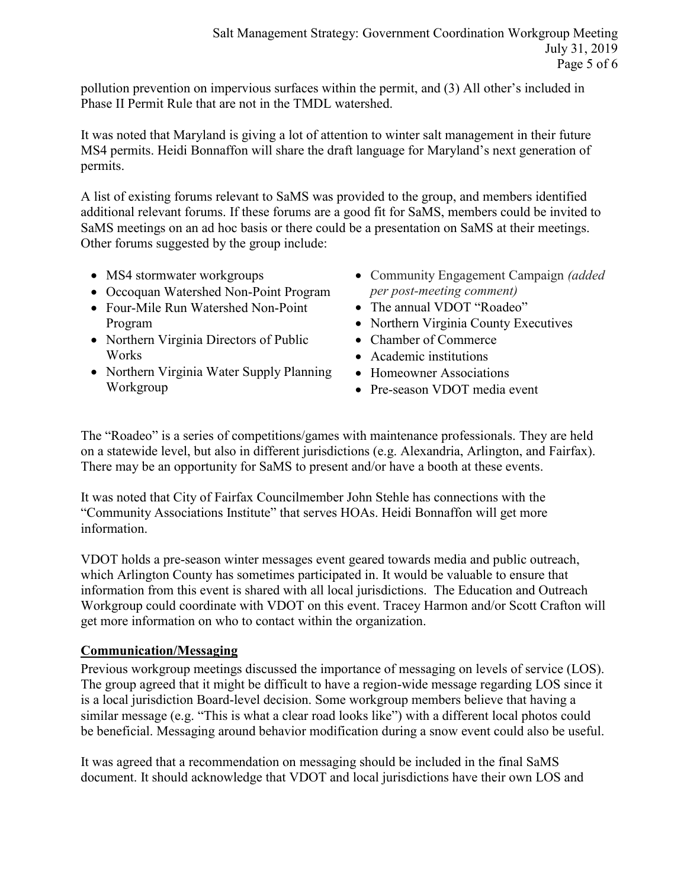pollution prevention on impervious surfaces within the permit, and (3) All other's included in Phase II Permit Rule that are not in the TMDL watershed.

It was noted that Maryland is giving a lot of attention to winter salt management in their future MS4 permits. Heidi Bonnaffon will share the draft language for Maryland's next generation of permits.

A list of existing forums relevant to SaMS was provided to the group, and members identified additional relevant forums. If these forums are a good fit for SaMS, members could be invited to SaMS meetings on an ad hoc basis or there could be a presentation on SaMS at their meetings. Other forums suggested by the group include:

- MS4 stormwater workgroups
- Occoquan Watershed Non-Point Program
- Four-Mile Run Watershed Non-Point Program
- Northern Virginia Directors of Public Works
- Northern Virginia Water Supply Planning Workgroup
- Community Engagement Campaign *(added per post-meeting comment)*
- The annual VDOT "Roadeo"
- Northern Virginia County Executives
- Chamber of Commerce
- Academic institutions
- Homeowner Associations
- Pre-season VDOT media event

The "Roadeo" is a series of competitions/games with maintenance professionals. They are held on a statewide level, but also in different jurisdictions (e.g. Alexandria, Arlington, and Fairfax). There may be an opportunity for SaMS to present and/or have a booth at these events.

It was noted that City of Fairfax Councilmember John Stehle has connections with the "Community Associations Institute" that serves HOAs. Heidi Bonnaffon will get more information.

VDOT holds a pre-season winter messages event geared towards media and public outreach, which Arlington County has sometimes participated in. It would be valuable to ensure that information from this event is shared with all local jurisdictions. The Education and Outreach Workgroup could coordinate with VDOT on this event. Tracey Harmon and/or Scott Crafton will get more information on who to contact within the organization.

**Communication/Messaging**

Previous workgroup meetings discussed the importance of messaging on levels of service (LOS). The group agreed that it might be difficult to have a region-wide message regarding LOS since it is a local jurisdiction Board-level decision. Some workgroup members believe that having a similar message (e.g. "This is what a clear road looks like") with a different local photos could be beneficial. Messaging around behavior modification during a snow event could also be useful.

It was agreed that a recommendation on messaging should be included in the final SaMS document. It should acknowledge that VDOT and local jurisdictions have their own LOS and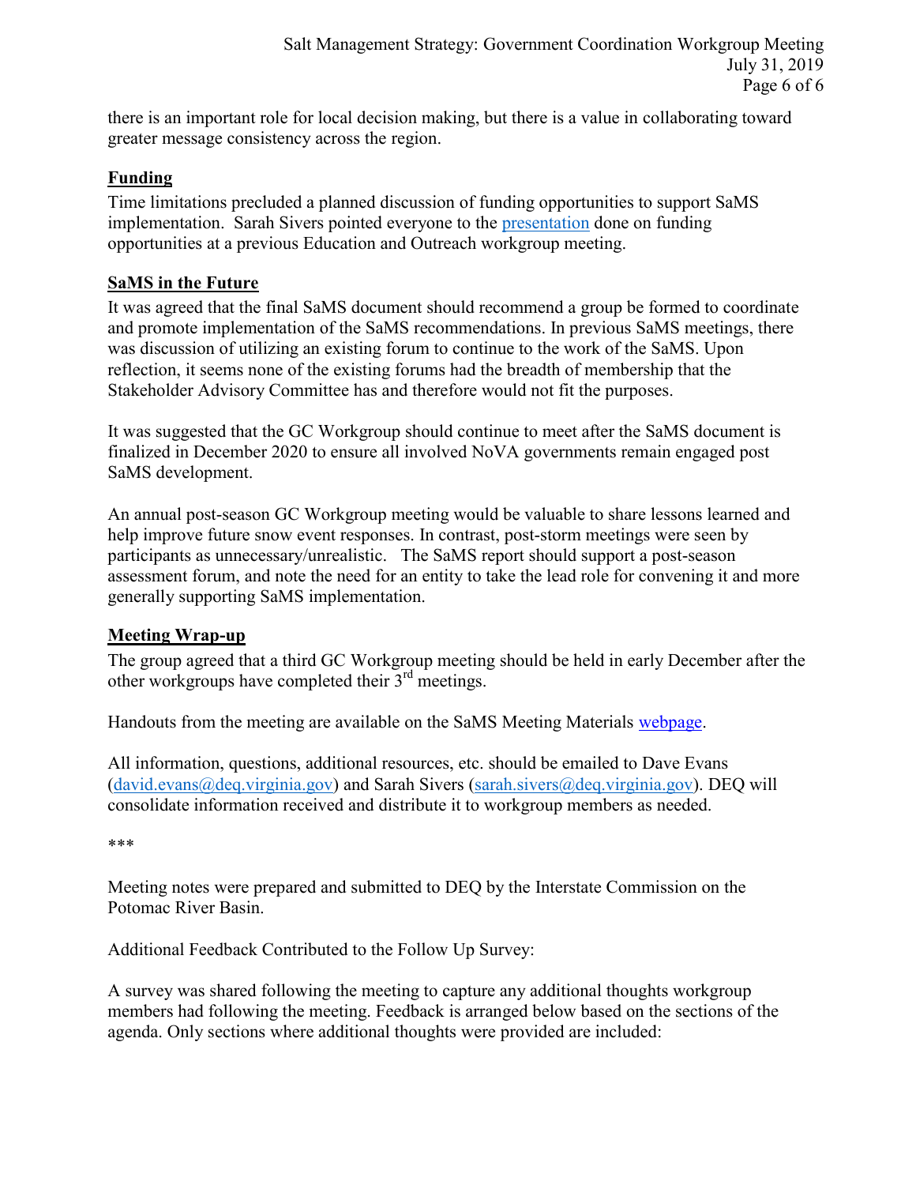there is an important role for local decision making, but there is a value in collaborating toward greater message consistency across the region.

## Funding

Time limitations precluded a planned discussion of funding opportunities to support SaMS implementation. Sarah Sivers pointed everyone to the presentation done on funding opportunities at a previous Education and Outreach workgroup meeting.

## SaMS in the Future

It was agreed that the final SaMS document should recommend a group be formed to coordinate and promote implementation of the SaMS recommendations. In previous SaMS meetings, there was discussion of utilizing an existing forum to continue to the work of the SaMS. Upon reflection, it seems none of the existing forums had the breadth of membership that the Stakeholder Advisory Committee has and therefore would not fit the purposes.

It was suggested that the GC Workgroup should continue to meet after the SaMS document is finalized in December 2020 to ensure all involved NoVA governments remain engaged post SaMS development.

An annual post-season GC Workgroup meeting would be valuable to share lessons learned and help improve future snow event responses. In contrast, post-storm meetings were seen by participants as unnecessary/unrealistic. The SaMS report should support a post-season assessment forum, and note the need for an entity to take the lead role for convening it and more generally supporting SaMS implementation.

## Meeting Wrap-up

The group agreed that a third GC Workgroup meeting should be held in early December after the other workgroups have completed their 3rd meetings.

Handouts from the meeting are available on the SaMS Meeting Materials webpage.

All information, questions, additional resources, etc. should be emailed to Dave Evans (david.evans@deq.virginia.gov) and Sarah Sivers (sarah.sivers@deq.virginia.gov). DEQ will consolidate information received and distribute it to workgroup members as needed.

***

Meeting notes were prepared and submitted to DEQ by the Interstate Commission on the Potomac River Basin.

Additional Feedback Contributed to the Follow Up Survey:

A survey was shared following the meeting to capture any additional thoughts workgroup members had following the meeting. Feedback is arranged below based on the sections of the agenda. Only sections where additional thoughts were provided are included: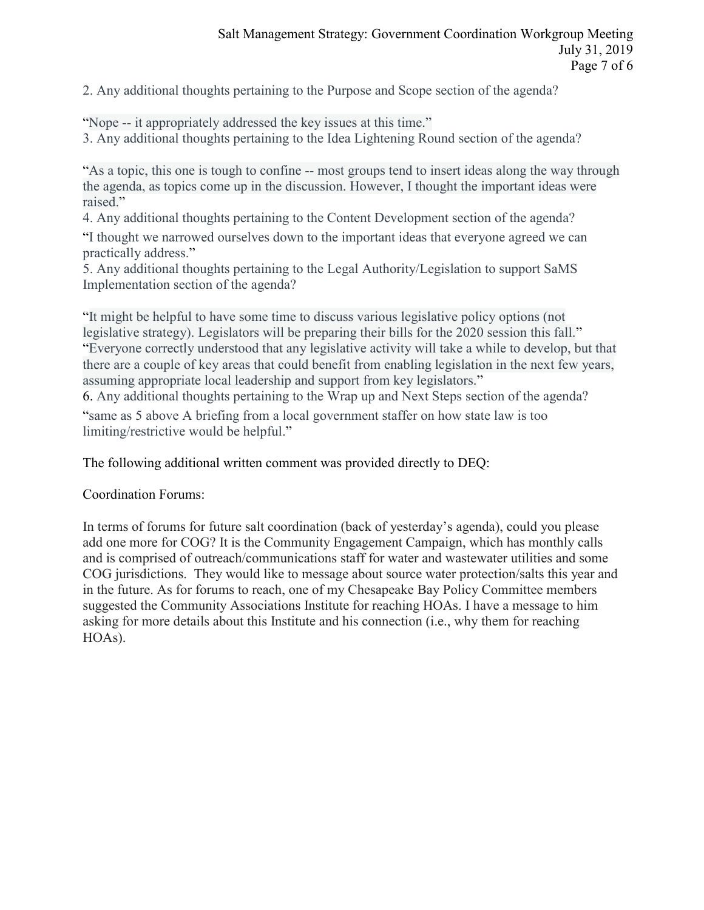2. Any additional thoughts pertaining to the Purpose and Scope section of the agenda?

"Nope -- it appropriately addressed the key issues at this time."

3. Any additional thoughts pertaining to the Idea Lightening Round section of the agenda?

"As a topic, this one is tough to confine -- most groups tend to insert ideas along the way through the agenda, as topics come up in the discussion. However, I thought the important ideas were raised."

4. Any additional thoughts pertaining to the Content Development section of the agenda?

"I thought we narrowed ourselves down to the important ideas that everyone agreed we can practically address."

5. Any additional thoughts pertaining to the Legal Authority/Legislation to support SaMS Implementation section of the agenda?

"It might be helpful to have some time to discuss various legislative policy options (not legislative strategy). Legislators will be preparing their bills for the 2020 session this fall."

"Everyone correctly understood that any legislative activity will take a while to develop, but that there are a couple of key areas that could benefit from enabling legislation in the next few years, assuming appropriate local leadership and support from key legislators."

6. Any additional thoughts pertaining to the Wrap up and Next Steps section of the agenda?

"same as 5 above A briefing from a local government staffer on how state law is too limiting/restrictive would be helpful."

The following additional written comment was provided directly to DEQ:

Coordination Forums:

In terms of forums for future salt coordination (back of yesterday's agenda), could you please add one more for COG? It is the Community Engagement Campaign, which has monthly calls and is comprised of outreach/communications staff for water and wastewater utilities and some COG jurisdictions. They would like to message about source water protection/salts this year and in the future. As for forums to reach, one of my Chesapeake Bay Policy Committee members suggested the Community Associations Institute for reaching HOAs. I have a message to him asking for more details about this Institute and his connection (i.e., why them for reaching HOAs).